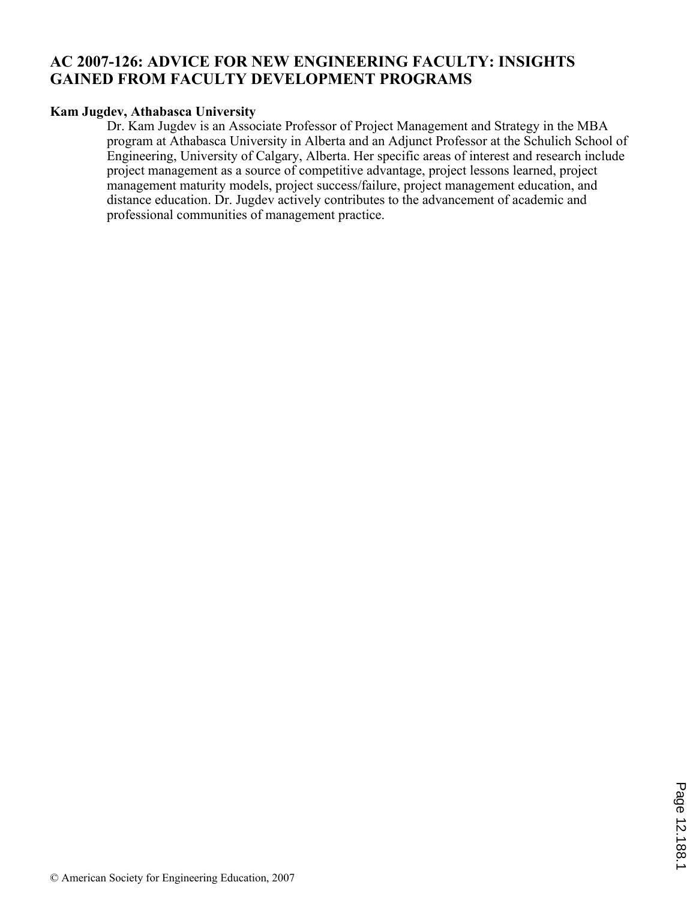# AC 2007-126: ADVICE FOR NEW ENGINEERING FACULTY: INSIGHTS GAINED FROM FACULTY DEVELOPMENT PROGRAMS

**Kam Jugdev, Athabasca University**

Dr. Kam Jugdev is an Associate Professor of Project Management and Strategy in the MBA program at Athabasca University in Alberta and an Adjunct Professor at the Schulich School of Engineering, University of Calgary, Alberta. Her specific areas of interest and research include project management as a source of competitive advantage, project lessons learned, project management maturity models, project success/failure, project management education, and distance education. Dr. Jugdev actively contributes to the advancement of academic and professional communities of management practice.

© American Society for Engineering Education, 2007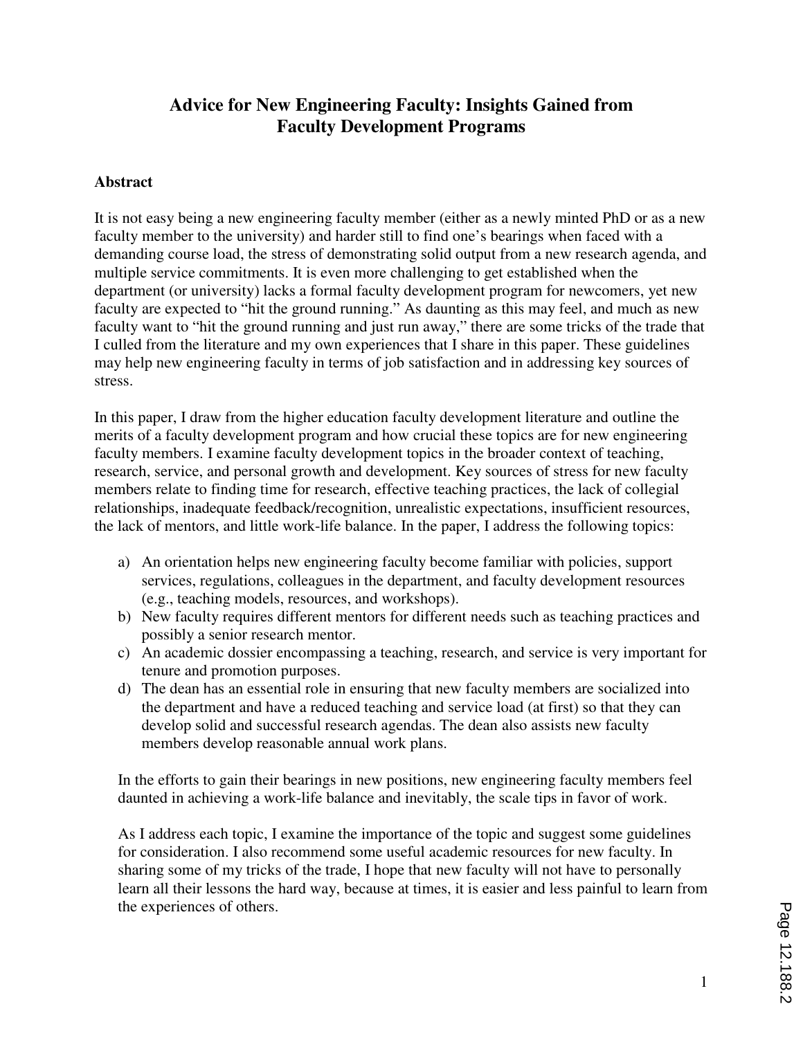# Advice for New Engineering Faculty: Insights Gained from Faculty Development Programs

## Abstract

It is not easy being a new engineering faculty member (either as a newly minted PhD or as a new faculty member to the university) and harder still to find one's bearings when faced with a demanding course load, the stress of demonstrating solid output from a new research agenda, and multiple service commitments. It is even more challenging to get established when the department (or university) lacks a formal faculty development program for newcomers, yet new faculty are expected to "hit the ground running." As daunting as this may feel, and much as new faculty want to "hit the ground running and just run away," there are some tricks of the trade that I culled from the literature and my own experiences that I share in this paper. These guidelines may help new engineering faculty in terms of job satisfaction and in addressing key sources of stress.

In this paper, I draw from the higher education faculty development literature and outline the merits of a faculty development program and how crucial these topics are for new engineering faculty members. I examine faculty development topics in the broader context of teaching, research, service, and personal growth and development. Key sources of stress for new faculty members relate to finding time for research, effective teaching practices, the lack of collegial relationships, inadequate feedback/recognition, unrealistic expectations, insufficient resources, the lack of mentors, and little work-life balance. In the paper, I address the following topics:

a) An orientation helps new engineering faculty become familiar with policies, support services, regulations, colleagues in the department, and faculty development resources (e.g., teaching models, resources, and workshops).
b) New faculty requires different mentors for different needs such as teaching practices and possibly a senior research mentor.
c) An academic dossier encompassing a teaching, research, and service is very important for tenure and promotion purposes.
d) The dean has an essential role in ensuring that new faculty members are socialized into the department and have a reduced teaching and service load (at first) so that they can develop solid and successful research agendas. The dean also assists new faculty members develop reasonable annual work plans.

In the efforts to gain their bearings in new positions, new engineering faculty members feel daunted in achieving a work-life balance and inevitably, the scale tips in favor of work.

As I address each topic, I examine the importance of the topic and suggest some guidelines for consideration. I also recommend some useful academic resources for new faculty. In sharing some of my tricks of the trade, I hope that new faculty will not have to personally learn all their lessons the hard way, because at times, it is easier and less painful to learn from the experiences of others.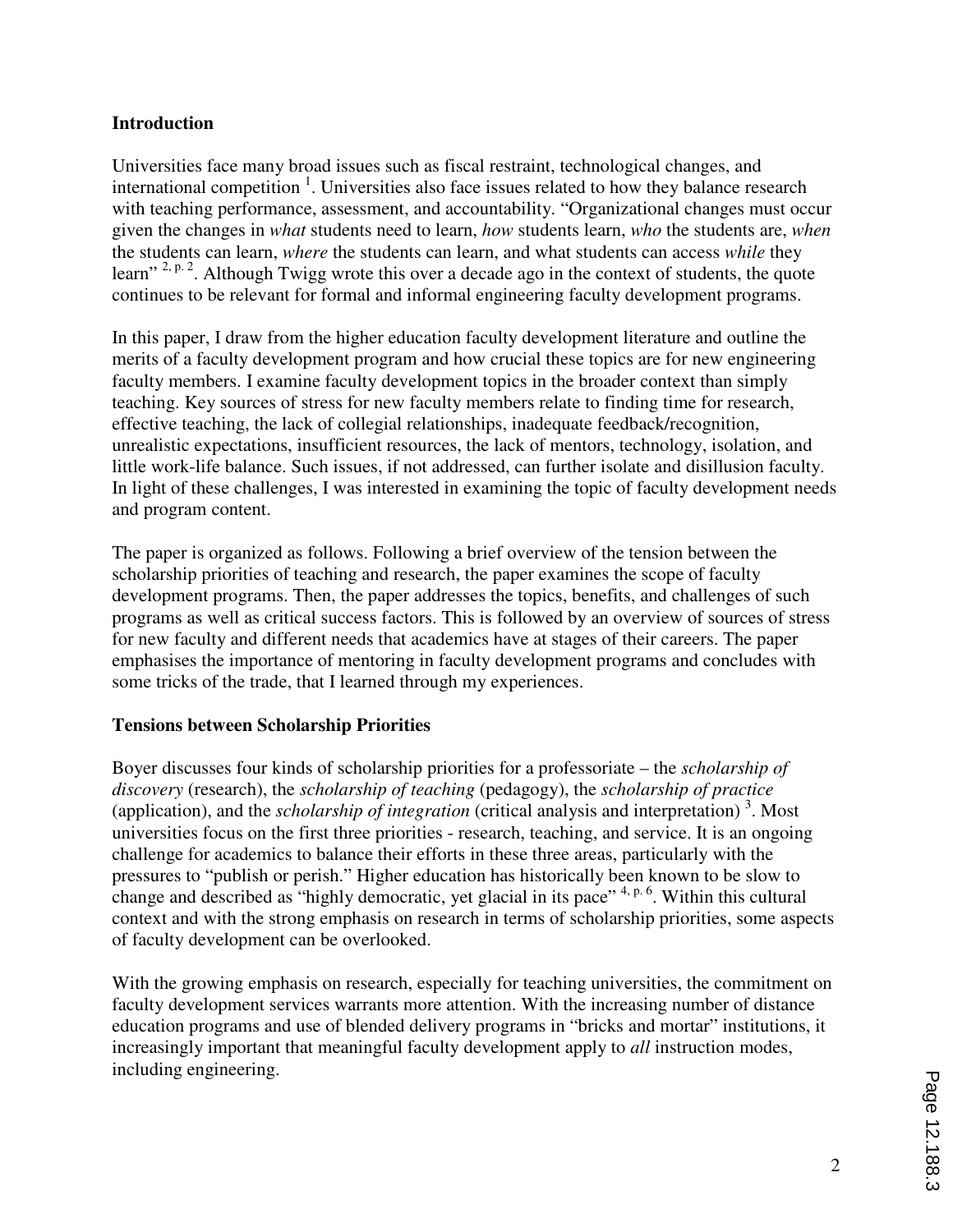## Introduction

Universities face many broad issues such as fiscal restraint, technological changes, and international competition [1]. Universities also face issues related to how they balance research with teaching performance, assessment, and accountability. "Organizational changes must occur given the changes in *what* students need to learn, *how* students learn, *who* the students are, *when* the students can learn, *where* the students can learn, and what students can access *while* they learn" [2, p. 2]. Although Twigg wrote this over a decade ago in the context of students, the quote continues to be relevant for formal and informal engineering faculty development programs.

In this paper, I draw from the higher education faculty development literature and outline the merits of a faculty development program and how crucial these topics are for new engineering faculty members. I examine faculty development topics in the broader context than simply teaching. Key sources of stress for new faculty members relate to finding time for research, effective teaching, the lack of collegial relationships, inadequate feedback/recognition, unrealistic expectations, insufficient resources, the lack of mentors, technology, isolation, and little work-life balance. Such issues, if not addressed, can further isolate and disillusion faculty. In light of these challenges, I was interested in examining the topic of faculty development needs and program content.

The paper is organized as follows. Following a brief overview of the tension between the scholarship priorities of teaching and research, the paper examines the scope of faculty development programs. Then, the paper addresses the topics, benefits, and challenges of such programs as well as critical success factors. This is followed by an overview of sources of stress for new faculty and different needs that academics have at stages of their careers. The paper emphasises the importance of mentoring in faculty development programs and concludes with some tricks of the trade, that I learned through my experiences.

## Tensions between Scholarship Priorities

Boyer discusses four kinds of scholarship priorities for a professoriate – the *scholarship of discovery* (research), the *scholarship of teaching* (pedagogy), the *scholarship of practice* (application), and the *scholarship of integration* (critical analysis and interpretation) [3]. Most universities focus on the first three priorities - research, teaching, and service. It is an ongoing challenge for academics to balance their efforts in these three areas, particularly with the pressures to "publish or perish." Higher education has historically been known to be slow to change and described as "highly democratic, yet glacial in its pace" [4, p. 6]. Within this cultural context and with the strong emphasis on research in terms of scholarship priorities, some aspects of faculty development can be overlooked.

With the growing emphasis on research, especially for teaching universities, the commitment on faculty development services warrants more attention. With the increasing number of distance education programs and use of blended delivery programs in "bricks and mortar" institutions, it increasingly important that meaningful faculty development apply to *all* instruction modes, including engineering.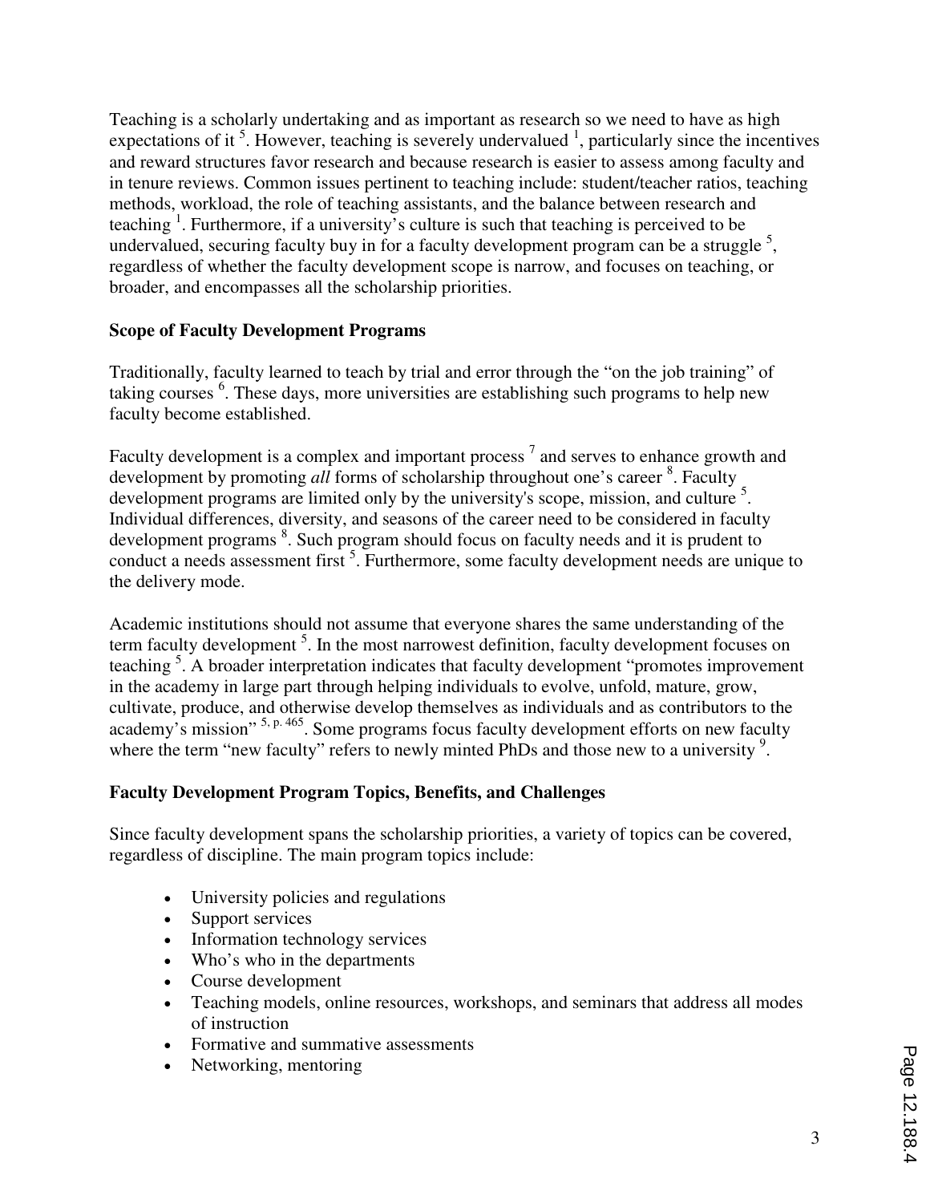Teaching is a scholarly undertaking and as important as research so we need to have as high expectations of it [5]. However, teaching is severely undervalued [1], particularly since the incentives and reward structures favor research and because research is easier to assess among faculty and in tenure reviews. Common issues pertinent to teaching include: student/teacher ratios, teaching methods, workload, the role of teaching assistants, and the balance between research and teaching [1]. Furthermore, if a university's culture is such that teaching is perceived to be undervalued, securing faculty buy in for a faculty development program can be a struggle [5], regardless of whether the faculty development scope is narrow, and focuses on teaching, or broader, and encompasses all the scholarship priorities.

**Scope of Faculty Development Programs**

Traditionally, faculty learned to teach by trial and error through the "on the job training" of taking courses [6]. These days, more universities are establishing such programs to help new faculty become established.

Faculty development is a complex and important process [7] and serves to enhance growth and development by promoting *all* forms of scholarship throughout one's career [8]. Faculty development programs are limited only by the university's scope, mission, and culture [5]. Individual differences, diversity, and seasons of the career need to be considered in faculty development programs [8]. Such program should focus on faculty needs and it is prudent to conduct a needs assessment first [5]. Furthermore, some faculty development needs are unique to the delivery mode.

Academic institutions should not assume that everyone shares the same understanding of the term faculty development [5]. In the most narrowest definition, faculty development focuses on teaching [5]. A broader interpretation indicates that faculty development "promotes improvement in the academy in large part through helping individuals to evolve, unfold, mature, grow, cultivate, produce, and otherwise develop themselves as individuals and as contributors to the academy's mission" [5, p. 465]. Some programs focus faculty development efforts on new faculty where the term "new faculty" refers to newly minted PhDs and those new to a university [9].

**Faculty Development Program Topics, Benefits, and Challenges**

Since faculty development spans the scholarship priorities, a variety of topics can be covered, regardless of discipline. The main program topics include:

- University policies and regulations
- Support services
- Information technology services
- Who's who in the departments
- Course development
- Teaching models, online resources, workshops, and seminars that address all modes of instruction
- Formative and summative assessments
- Networking, mentoring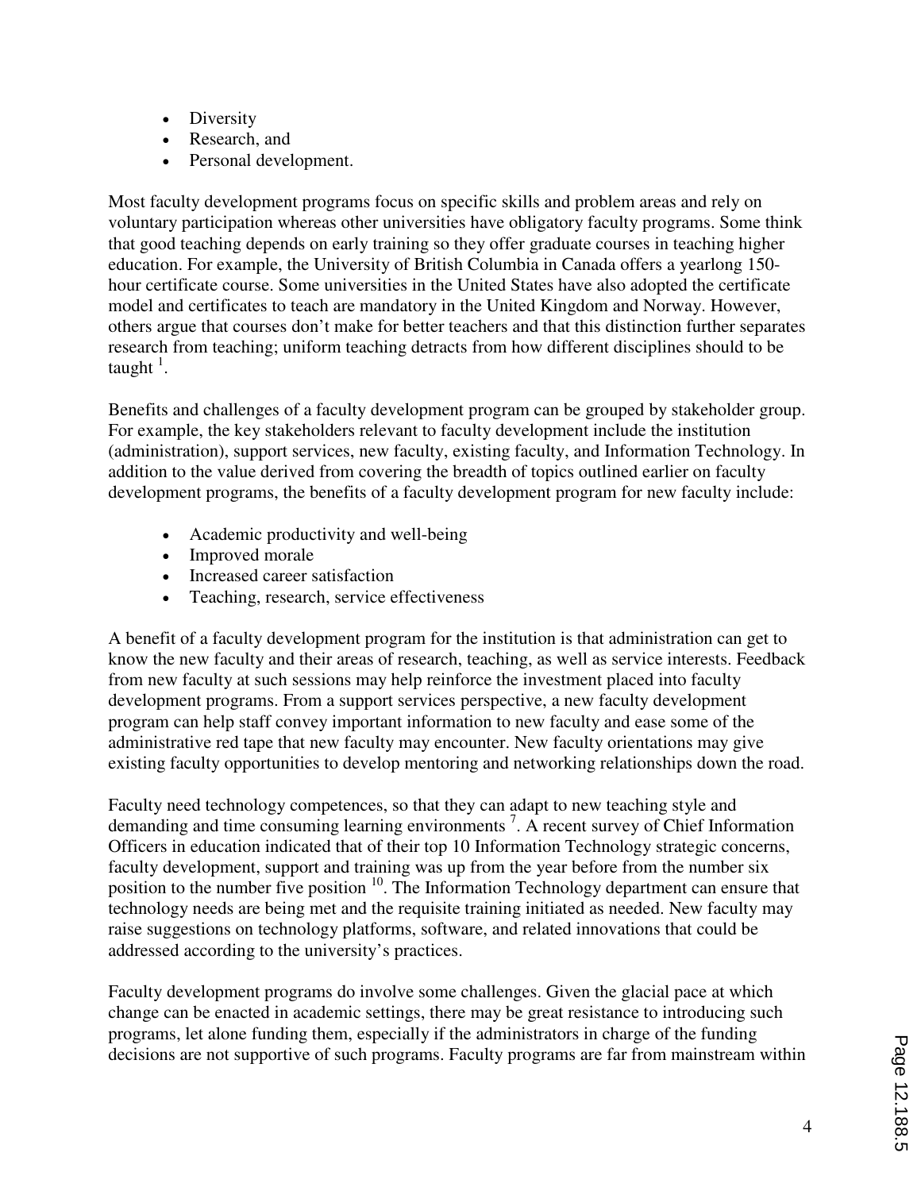- Diversity
- Research, and
- Personal development.

Most faculty development programs focus on specific skills and problem areas and rely on voluntary participation whereas other universities have obligatory faculty programs. Some think that good teaching depends on early training so they offer graduate courses in teaching higher education. For example, the University of British Columbia in Canada offers a yearlong 150-hour certificate course. Some universities in the United States have also adopted the certificate model and certificates to teach are mandatory in the United Kingdom and Norway. However, others argue that courses don't make for better teachers and that this distinction further separates research from teaching; uniform teaching detracts from how different disciplines should to be taught [1].

Benefits and challenges of a faculty development program can be grouped by stakeholder group. For example, the key stakeholders relevant to faculty development include the institution (administration), support services, new faculty, existing faculty, and Information Technology. In addition to the value derived from covering the breadth of topics outlined earlier on faculty development programs, the benefits of a faculty development program for new faculty include:

- Academic productivity and well-being
- Improved morale
- Increased career satisfaction
- Teaching, research, service effectiveness

A benefit of a faculty development program for the institution is that administration can get to know the new faculty and their areas of research, teaching, as well as service interests. Feedback from new faculty at such sessions may help reinforce the investment placed into faculty development programs. From a support services perspective, a new faculty development program can help staff convey important information to new faculty and ease some of the administrative red tape that new faculty may encounter. New faculty orientations may give existing faculty opportunities to develop mentoring and networking relationships down the road.

Faculty need technology competences, so that they can adapt to new teaching style and demanding and time consuming learning environments [7]. A recent survey of Chief Information Officers in education indicated that of their top 10 Information Technology strategic concerns, faculty development, support and training was up from the year before from the number six position to the number five position [10]. The Information Technology department can ensure that technology needs are being met and the requisite training initiated as needed. New faculty may raise suggestions on technology platforms, software, and related innovations that could be addressed according to the university's practices.

Faculty development programs do involve some challenges. Given the glacial pace at which change can be enacted in academic settings, there may be great resistance to introducing such programs, let alone funding them, especially if the administrators in charge of the funding decisions are not supportive of such programs. Faculty programs are far from mainstream within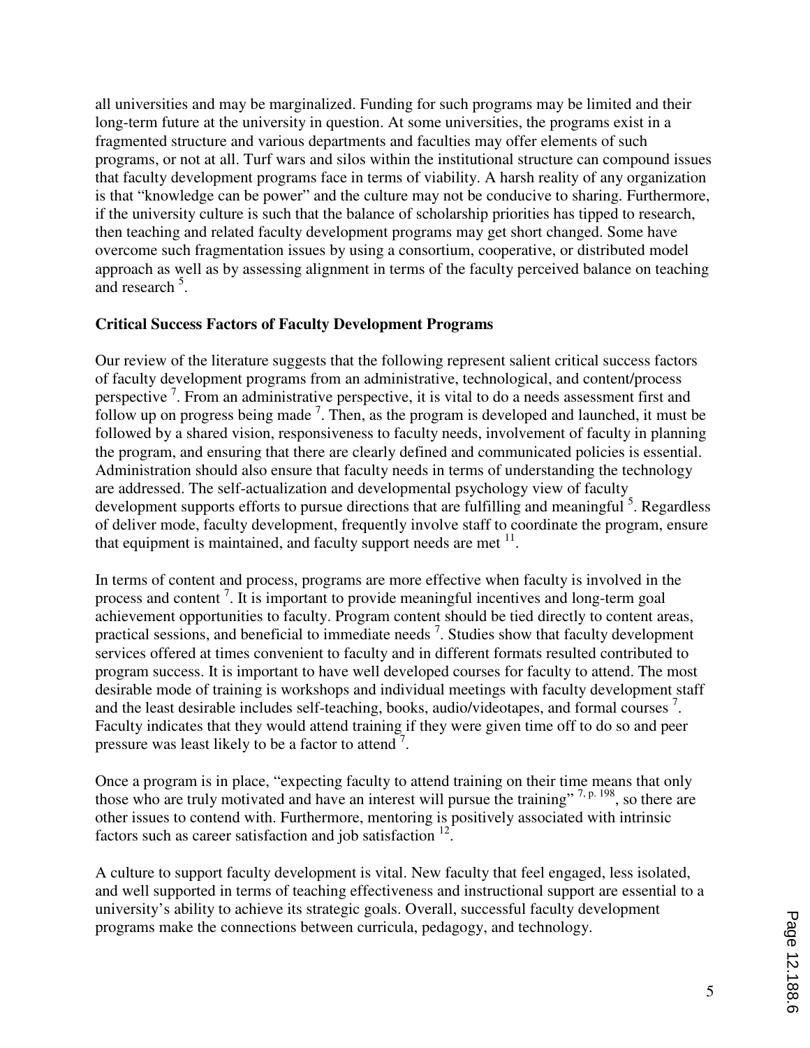all universities and may be marginalized. Funding for such programs may be limited and their long-term future at the university in question. At some universities, the programs exist in a fragmented structure and various departments and faculties may offer elements of such programs, or not at all. Turf wars and silos within the institutional structure can compound issues that faculty development programs face in terms of viability. A harsh reality of any organization is that "knowledge can be power" and the culture may not be conducive to sharing. Furthermore, if the university culture is such that the balance of scholarship priorities has tipped to research, then teaching and related faculty development programs may get short changed. Some have overcome such fragmentation issues by using a consortium, cooperative, or distributed model approach as well as by assessing alignment in terms of the faculty perceived balance on teaching and research [5].

**Critical Success Factors of Faculty Development Programs**

Our review of the literature suggests that the following represent salient critical success factors of faculty development programs from an administrative, technological, and content/process perspective [7]. From an administrative perspective, it is vital to do a needs assessment first and follow up on progress being made [7]. Then, as the program is developed and launched, it must be followed by a shared vision, responsiveness to faculty needs, involvement of faculty in planning the program, and ensuring that there are clearly defined and communicated policies is essential. Administration should also ensure that faculty needs in terms of understanding the technology are addressed. The self-actualization and developmental psychology view of faculty development supports efforts to pursue directions that are fulfilling and meaningful [5]. Regardless of deliver mode, faculty development, frequently involve staff to coordinate the program, ensure that equipment is maintained, and faculty support needs are met [11].

In terms of content and process, programs are more effective when faculty is involved in the process and content [7]. It is important to provide meaningful incentives and long-term goal achievement opportunities to faculty. Program content should be tied directly to content areas, practical sessions, and beneficial to immediate needs [7]. Studies show that faculty development services offered at times convenient to faculty and in different formats resulted contributed to program success. It is important to have well developed courses for faculty to attend. The most desirable mode of training is workshops and individual meetings with faculty development staff and the least desirable includes self-teaching, books, audio/videotapes, and formal courses [7]. Faculty indicates that they would attend training if they were given time off to do so and peer pressure was least likely to be a factor to attend [7].

Once a program is in place, "expecting faculty to attend training on their time means that only those who are truly motivated and have an interest will pursue the training" [7, p. 198], so there are other issues to contend with. Furthermore, mentoring is positively associated with intrinsic factors such as career satisfaction and job satisfaction [12].

A culture to support faculty development is vital. New faculty that feel engaged, less isolated, and well supported in terms of teaching effectiveness and instructional support are essential to a university's ability to achieve its strategic goals. Overall, successful faculty development programs make the connections between curricula, pedagogy, and technology.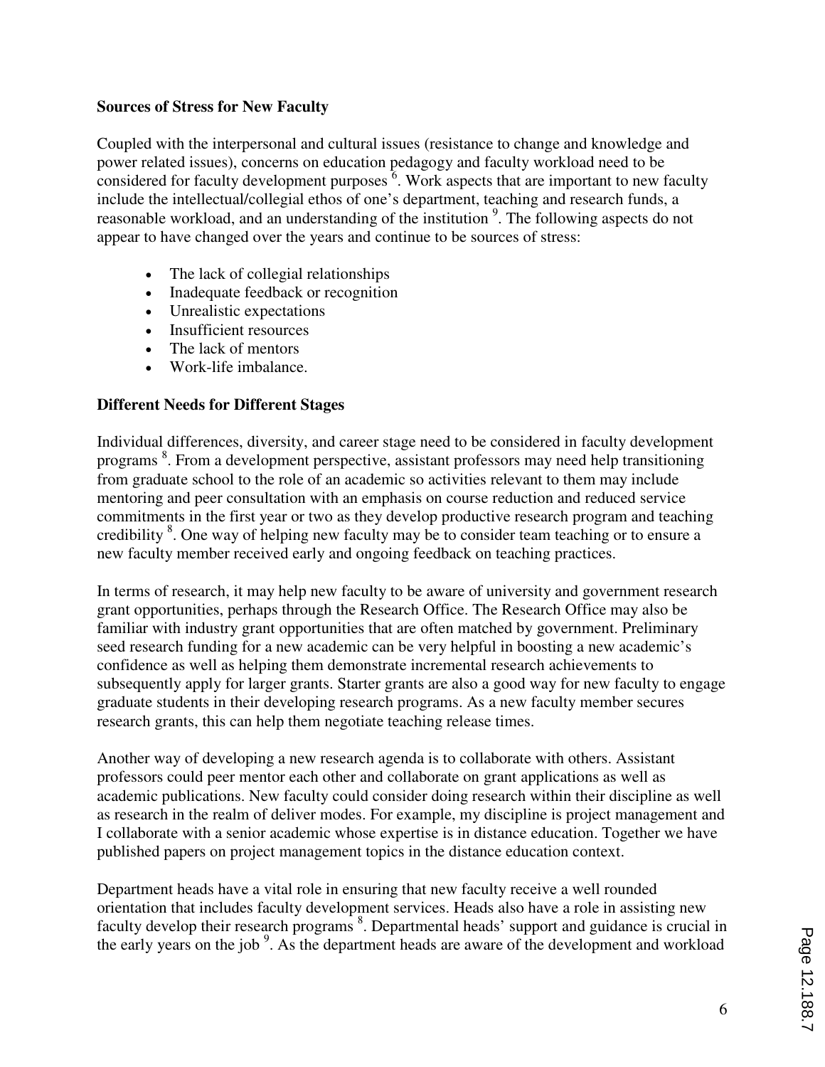**Sources of Stress for New Faculty**

Coupled with the interpersonal and cultural issues (resistance to change and knowledge and power related issues), concerns on education pedagogy and faculty workload need to be considered for faculty development purposes [6]. Work aspects that are important to new faculty include the intellectual/collegial ethos of one's department, teaching and research funds, a reasonable workload, and an understanding of the institution [9]. The following aspects do not appear to have changed over the years and continue to be sources of stress:

- The lack of collegial relationships
- Inadequate feedback or recognition
- Unrealistic expectations
- Insufficient resources
- The lack of mentors
- Work-life imbalance.

**Different Needs for Different Stages**

Individual differences, diversity, and career stage need to be considered in faculty development programs [8]. From a development perspective, assistant professors may need help transitioning from graduate school to the role of an academic so activities relevant to them may include mentoring and peer consultation with an emphasis on course reduction and reduced service commitments in the first year or two as they develop productive research program and teaching credibility [8]. One way of helping new faculty may be to consider team teaching or to ensure a new faculty member received early and ongoing feedback on teaching practices.

In terms of research, it may help new faculty to be aware of university and government research grant opportunities, perhaps through the Research Office. The Research Office may also be familiar with industry grant opportunities that are often matched by government. Preliminary seed research funding for a new academic can be very helpful in boosting a new academic's confidence as well as helping them demonstrate incremental research achievements to subsequently apply for larger grants. Starter grants are also a good way for new faculty to engage graduate students in their developing research programs. As a new faculty member secures research grants, this can help them negotiate teaching release times.

Another way of developing a new research agenda is to collaborate with others. Assistant professors could peer mentor each other and collaborate on grant applications as well as academic publications. New faculty could consider doing research within their discipline as well as research in the realm of deliver modes. For example, my discipline is project management and I collaborate with a senior academic whose expertise is in distance education. Together we have published papers on project management topics in the distance education context.

Department heads have a vital role in ensuring that new faculty receive a well rounded orientation that includes faculty development services. Heads also have a role in assisting new faculty develop their research programs [8]. Departmental heads' support and guidance is crucial in the early years on the job [9]. As the department heads are aware of the development and workload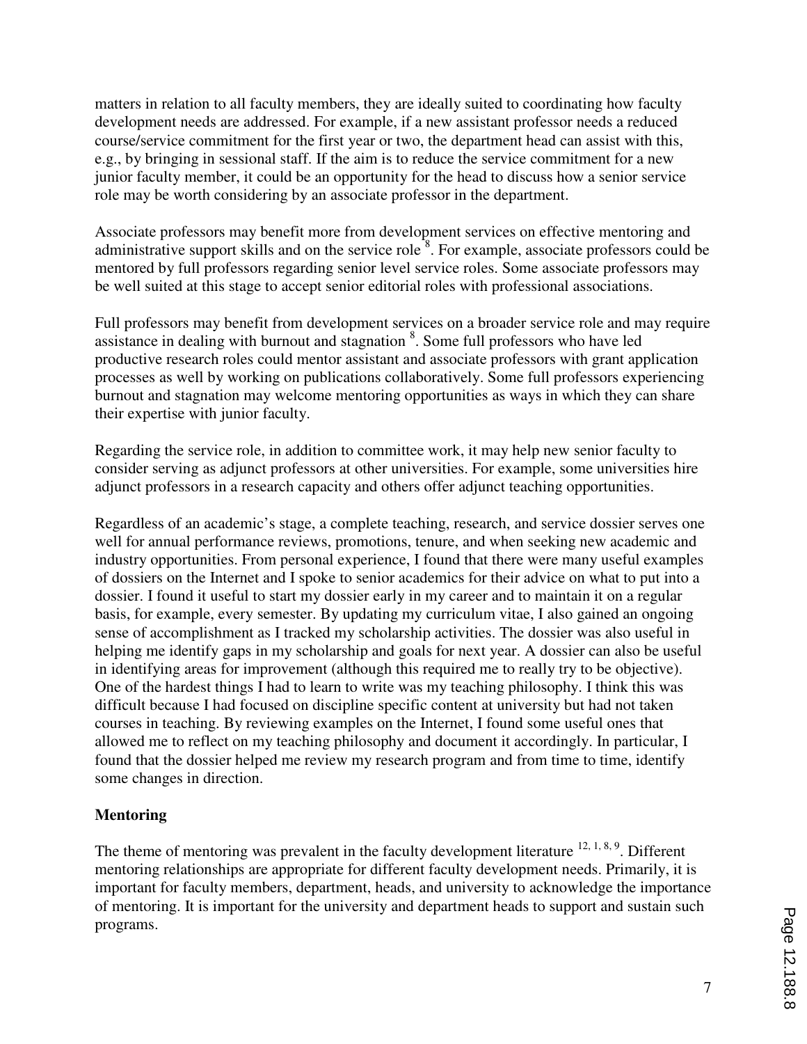matters in relation to all faculty members, they are ideally suited to coordinating how faculty development needs are addressed. For example, if a new assistant professor needs a reduced course/service commitment for the first year or two, the department head can assist with this, e.g., by bringing in sessional staff. If the aim is to reduce the service commitment for a new junior faculty member, it could be an opportunity for the head to discuss how a senior service role may be worth considering by an associate professor in the department.

Associate professors may benefit more from development services on effective mentoring and administrative support skills and on the service role [8]. For example, associate professors could be mentored by full professors regarding senior level service roles. Some associate professors may be well suited at this stage to accept senior editorial roles with professional associations.

Full professors may benefit from development services on a broader service role and may require assistance in dealing with burnout and stagnation [8]. Some full professors who have led productive research roles could mentor assistant and associate professors with grant application processes as well by working on publications collaboratively. Some full professors experiencing burnout and stagnation may welcome mentoring opportunities as ways in which they can share their expertise with junior faculty.

Regarding the service role, in addition to committee work, it may help new senior faculty to consider serving as adjunct professors at other universities. For example, some universities hire adjunct professors in a research capacity and others offer adjunct teaching opportunities.

Regardless of an academic's stage, a complete teaching, research, and service dossier serves one well for annual performance reviews, promotions, tenure, and when seeking new academic and industry opportunities. From personal experience, I found that there were many useful examples of dossiers on the Internet and I spoke to senior academics for their advice on what to put into a dossier. I found it useful to start my dossier early in my career and to maintain it on a regular basis, for example, every semester. By updating my curriculum vitae, I also gained an ongoing sense of accomplishment as I tracked my scholarship activities. The dossier was also useful in helping me identify gaps in my scholarship and goals for next year. A dossier can also be useful in identifying areas for improvement (although this required me to really try to be objective). One of the hardest things I had to learn to write was my teaching philosophy. I think this was difficult because I had focused on discipline specific content at university but had not taken courses in teaching. By reviewing examples on the Internet, I found some useful ones that allowed me to reflect on my teaching philosophy and document it accordingly. In particular, I found that the dossier helped me review my research program and from time to time, identify some changes in direction.

**Mentoring**

The theme of mentoring was prevalent in the faculty development literature [12, 1, 8, 9]. Different mentoring relationships are appropriate for different faculty development needs. Primarily, it is important for faculty members, department, heads, and university to acknowledge the importance of mentoring. It is important for the university and department heads to support and sustain such programs.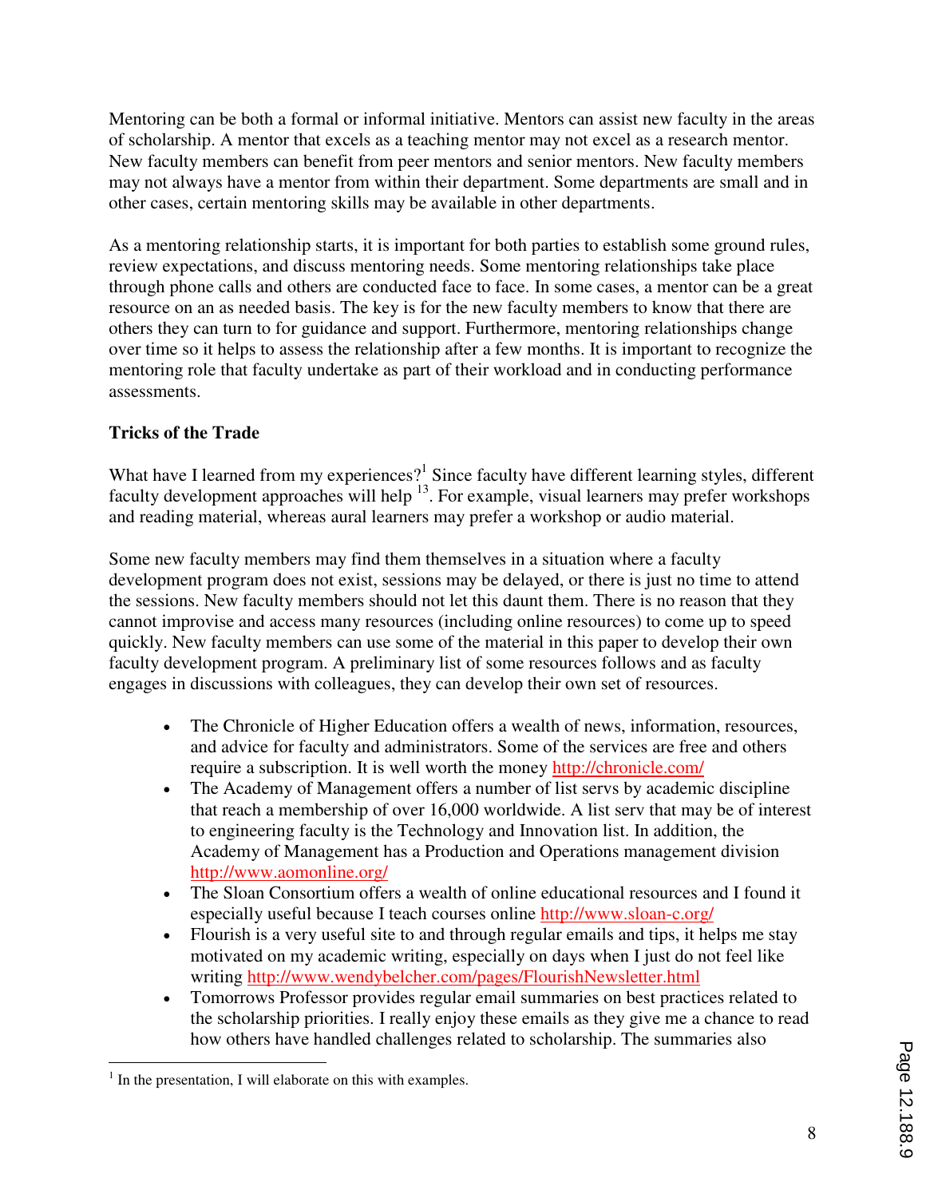Mentoring can be both a formal or informal initiative. Mentors can assist new faculty in the areas of scholarship. A mentor that excels as a teaching mentor may not excel as a research mentor. New faculty members can benefit from peer mentors and senior mentors. New faculty members may not always have a mentor from within their department. Some departments are small and in other cases, certain mentoring skills may be available in other departments.

As a mentoring relationship starts, it is important for both parties to establish some ground rules, review expectations, and discuss mentoring needs. Some mentoring relationships take place through phone calls and others are conducted face to face. In some cases, a mentor can be a great resource on an as needed basis. The key is for the new faculty members to know that there are others they can turn to for guidance and support. Furthermore, mentoring relationships change over time so it helps to assess the relationship after a few months. It is important to recognize the mentoring role that faculty undertake as part of their workload and in conducting performance assessments.

**Tricks of the Trade**

What have I learned from my experiences?[1] Since faculty have different learning styles, different faculty development approaches will help [13]. For example, visual learners may prefer workshops and reading material, whereas aural learners may prefer a workshop or audio material.

Some new faculty members may find them themselves in a situation where a faculty development program does not exist, sessions may be delayed, or there is just no time to attend the sessions. New faculty members should not let this daunt them. There is no reason that they cannot improvise and access many resources (including online resources) to come up to speed quickly. New faculty members can use some of the material in this paper to develop their own faculty development program. A preliminary list of some resources follows and as faculty engages in discussions with colleagues, they can develop their own set of resources.

- The Chronicle of Higher Education offers a wealth of news, information, resources, and advice for faculty and administrators. Some of the services are free and others require a subscription. It is well worth the money http://chronicle.com/
- The Academy of Management offers a number of list servs by academic discipline that reach a membership of over 16,000 worldwide. A list serv that may be of interest to engineering faculty is the Technology and Innovation list. In addition, the Academy of Management has a Production and Operations management division http://www.aomonline.org/
- The Sloan Consortium offers a wealth of online educational resources and I found it especially useful because I teach courses online http://www.sloan-c.org/
- Flourish is a very useful site to and through regular emails and tips, it helps me stay motivated on my academic writing, especially on days when I just do not feel like writing http://www.wendybelcher.com/pages/FlourishNewsletter.html
- Tomorrows Professor provides regular email summaries on best practices related to the scholarship priorities. I really enjoy these emails as they give me a chance to read how others have handled challenges related to scholarship. The summaries also

[1] In the presentation, I will elaborate on this with examples.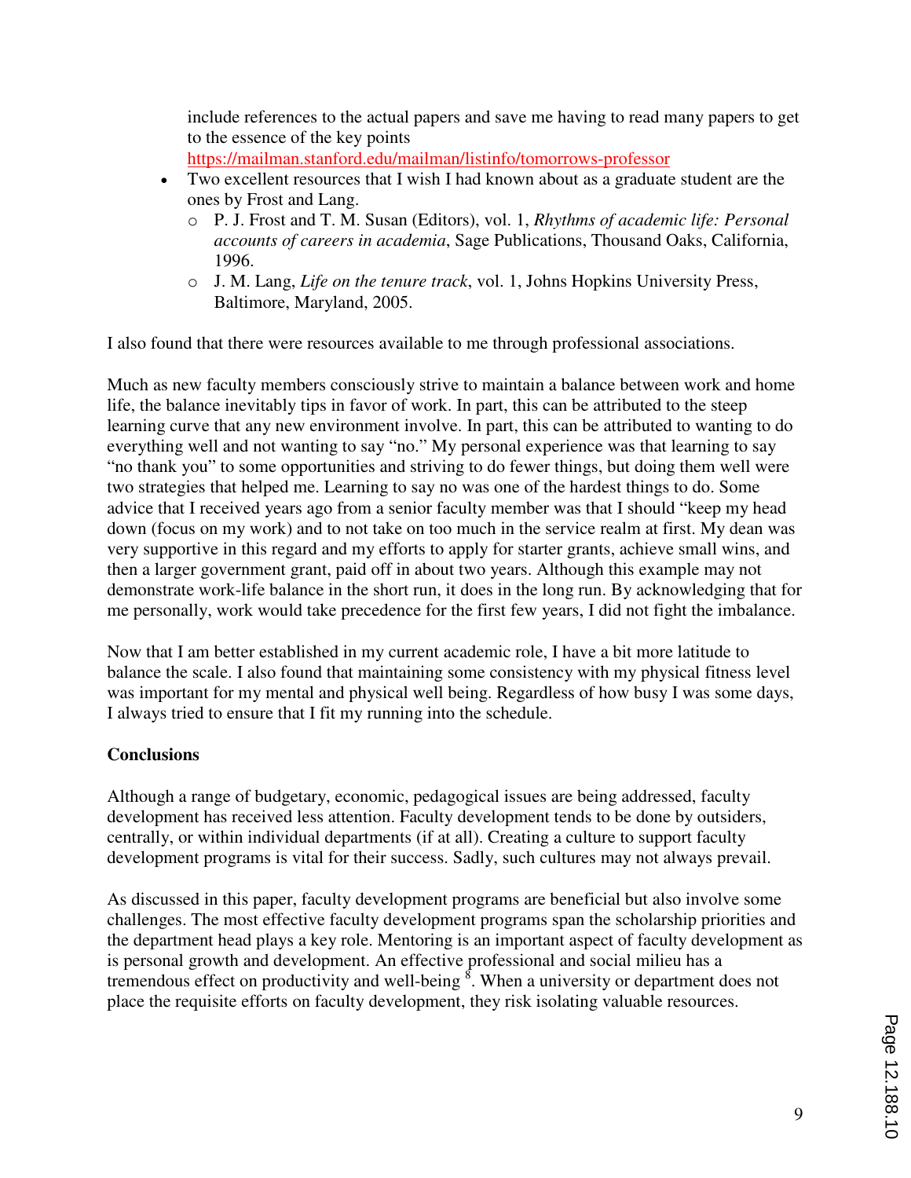include references to the actual papers and save me having to read many papers to get to the essence of the key points https://mailman.stanford.edu/mailman/listinfo/tomorrows-professor

- Two excellent resources that I wish I had known about as a graduate student are the ones by Frost and Lang.
  - P. J. Frost and T. M. Susan (Editors), vol. 1, *Rhythms of academic life: Personal accounts of careers in academia*, Sage Publications, Thousand Oaks, California, 1996.
  - J. M. Lang, *Life on the tenure track*, vol. 1, Johns Hopkins University Press, Baltimore, Maryland, 2005.

I also found that there were resources available to me through professional associations.

Much as new faculty members consciously strive to maintain a balance between work and home life, the balance inevitably tips in favor of work. In part, this can be attributed to the steep learning curve that any new environment involve. In part, this can be attributed to wanting to do everything well and not wanting to say "no." My personal experience was that learning to say "no thank you" to some opportunities and striving to do fewer things, but doing them well were two strategies that helped me. Learning to say no was one of the hardest things to do. Some advice that I received years ago from a senior faculty member was that I should "keep my head down (focus on my work) and to not take on too much in the service realm at first. My dean was very supportive in this regard and my efforts to apply for starter grants, achieve small wins, and then a larger government grant, paid off in about two years. Although this example may not demonstrate work-life balance in the short run, it does in the long run. By acknowledging that for me personally, work would take precedence for the first few years, I did not fight the imbalance.

Now that I am better established in my current academic role, I have a bit more latitude to balance the scale. I also found that maintaining some consistency with my physical fitness level was important for my mental and physical well being. Regardless of how busy I was some days, I always tried to ensure that I fit my running into the schedule.

## Conclusions

Although a range of budgetary, economic, pedagogical issues are being addressed, faculty development has received less attention. Faculty development tends to be done by outsiders, centrally, or within individual departments (if at all). Creating a culture to support faculty development programs is vital for their success. Sadly, such cultures may not always prevail.

As discussed in this paper, faculty development programs are beneficial but also involve some challenges. The most effective faculty development programs span the scholarship priorities and the department head plays a key role. Mentoring is an important aspect of faculty development as is personal growth and development. An effective professional and social milieu has a tremendous effect on productivity and well-being [8]. When a university or department does not place the requisite efforts on faculty development, they risk isolating valuable resources.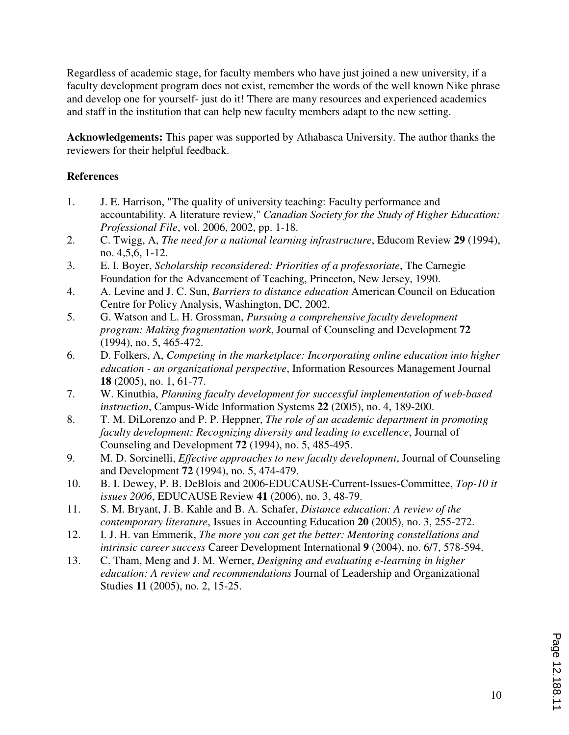Regardless of academic stage, for faculty members who have just joined a new university, if a faculty development program does not exist, remember the words of the well known Nike phrase and develop one for yourself- just do it! There are many resources and experienced academics and staff in the institution that can help new faculty members adapt to the new setting.

**Acknowledgements:** This paper was supported by Athabasca University. The author thanks the reviewers for their helpful feedback.

**References**

1. J. E. Harrison, "The quality of university teaching: Faculty performance and accountability. A literature review," *Canadian Society for the Study of Higher Education: Professional File*, vol. 2006, 2002, pp. 1-18.
2. C. Twigg, A, *The need for a national learning infrastructure*, Educom Review **29** (1994), no. 4,5,6, 1-12.
3. E. I. Boyer, *Scholarship reconsidered: Priorities of a professoriate*, The Carnegie Foundation for the Advancement of Teaching, Princeton, New Jersey, 1990.
4. A. Levine and J. C. Sun, *Barriers to distance education* American Council on Education Centre for Policy Analysis, Washington, DC, 2002.
5. G. Watson and L. H. Grossman, *Pursuing a comprehensive faculty development program: Making fragmentation work*, Journal of Counseling and Development **72** (1994), no. 5, 465-472.
6. D. Folkers, A, *Competing in the marketplace: Incorporating online education into higher education - an organizational perspective*, Information Resources Management Journal **18** (2005), no. 1, 61-77.
7. W. Kinuthia, *Planning faculty development for successful implementation of web-based instruction*, Campus-Wide Information Systems **22** (2005), no. 4, 189-200.
8. T. M. DiLorenzo and P. P. Heppner, *The role of an academic department in promoting faculty development: Recognizing diversity and leading to excellence*, Journal of Counseling and Development **72** (1994), no. 5, 485-495.
9. M. D. Sorcinelli, *Effective approaches to new faculty development*, Journal of Counseling and Development **72** (1994), no. 5, 474-479.
10. B. I. Dewey, P. B. DeBlois and 2006-EDUCAUSE-Current-Issues-Committee, *Top-10 it issues 2006*, EDUCAUSE Review **41** (2006), no. 3, 48-79.
11. S. M. Bryant, J. B. Kahle and B. A. Schafer, *Distance education: A review of the contemporary literature*, Issues in Accounting Education **20** (2005), no. 3, 255-272.
12. I. J. H. van Emmerik, *The more you can get the better: Mentoring constellations and intrinsic career success* Career Development International **9** (2004), no. 6/7, 578-594.
13. C. Tham, Meng and J. M. Werner, *Designing and evaluating e-learning in higher education: A review and recommendations* Journal of Leadership and Organizational Studies **11** (2005), no. 2, 15-25.